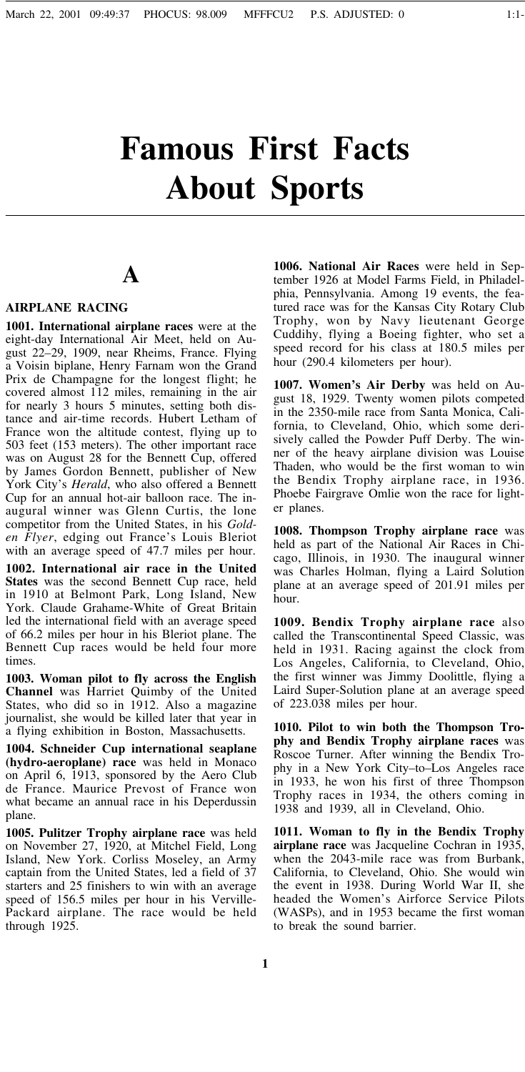# Famous First Facts About Sports

## A

### AIRPLANE RACING

**1001. International airplane races** were at the eight-day International Air Meet, held on August 22–29, 1909, near Rheims, France. Flying a Voisin biplane, Henry Farnam won the Grand Prix de Champagne for the longest flight; he covered almost 112 miles, remaining in the air for nearly 3 hours 5 minutes, setting both distance and air-time records. Hubert Letham of France won the altitude contest, flying up to 503 feet (153 meters). The other important race was on August 28 for the Bennett Cup, offered by James Gordon Bennett, publisher of New York City's *Herald*, who also offered a Bennett Cup for an annual hot-air balloon race. The inaugural winner was Glenn Curtis, the lone competitor from the United States, in his *Golden Flyer*, edging out France's Louis Bleriot with an average speed of 47.7 miles per hour.

**1002. International air race in the United States** was the second Bennett Cup race, held in 1910 at Belmont Park, Long Island, New York. Claude Grahame-White of Great Britain led the international field with an average speed of 66.2 miles per hour in his Bleriot plane. The Bennett Cup races would be held four more times.

**1003. Woman pilot to fly across the English Channel** was Harriet Quimby of the United States, who did so in 1912. Also a magazine journalist, she would be killed later that year in a flying exhibition in Boston, Massachusetts.

**1004. Schneider Cup international seaplane (hydro-aeroplane) race** was held in Monaco on April 6, 1913, sponsored by the Aero Club de France. Maurice Prevost of France won what became an annual race in his Deperdussin plane.

**1005. Pulitzer Trophy airplane race** was held on November 27, 1920, at Mitchel Field, Long Island, New York. Corliss Moseley, an Army captain from the United States, led a field of 37 starters and 25 finishers to win with an average speed of 156.5 miles per hour in his Verville-Packard airplane. The race would be held through 1925.

**1006. National Air Races** were held in September 1926 at Model Farms Field, in Philadelphia, Pennsylvania. Among 19 events, the featured race was for the Kansas City Rotary Club Trophy, won by Navy lieutenant George Cuddihy, flying a Boeing fighter, who set a speed record for his class at 180.5 miles per hour (290.4 kilometers per hour).

**1007. Women's Air Derby** was held on August 18, 1929. Twenty women pilots competed in the 2350-mile race from Santa Monica, California, to Cleveland, Ohio, which some derisively called the Powder Puff Derby. The winner of the heavy airplane division was Louise Thaden, who would be the first woman to win the Bendix Trophy airplane race, in 1936. Phoebe Fairgrave Omlie won the race for lighter planes.

**1008. Thompson Trophy airplane race** was held as part of the National Air Races in Chicago, Illinois, in 1930. The inaugural winner was Charles Holman, flying a Laird Solution plane at an average speed of 201.91 miles per hour.

**1009. Bendix Trophy airplane race** also called the Transcontinental Speed Classic, was held in 1931. Racing against the clock from Los Angeles, California, to Cleveland, Ohio, the first winner was Jimmy Doolittle, flying a Laird Super-Solution plane at an average speed of 223.038 miles per hour.

**1010. Pilot to win both the Thompson Trophy and Bendix Trophy airplane races** was Roscoe Turner. After winning the Bendix Trophy in a New York City–to–Los Angeles race in 1933, he won his first of three Thompson Trophy races in 1934, the others coming in 1938 and 1939, all in Cleveland, Ohio.

**1011. Woman to fly in the Bendix Trophy airplane race** was Jacqueline Cochran in 1935, when the 2043-mile race was from Burbank, California, to Cleveland, Ohio. She would win the event in 1938. During World War II, she headed the Women's Airforce Service Pilots (WASPs), and in 1953 became the first woman to break the sound barrier.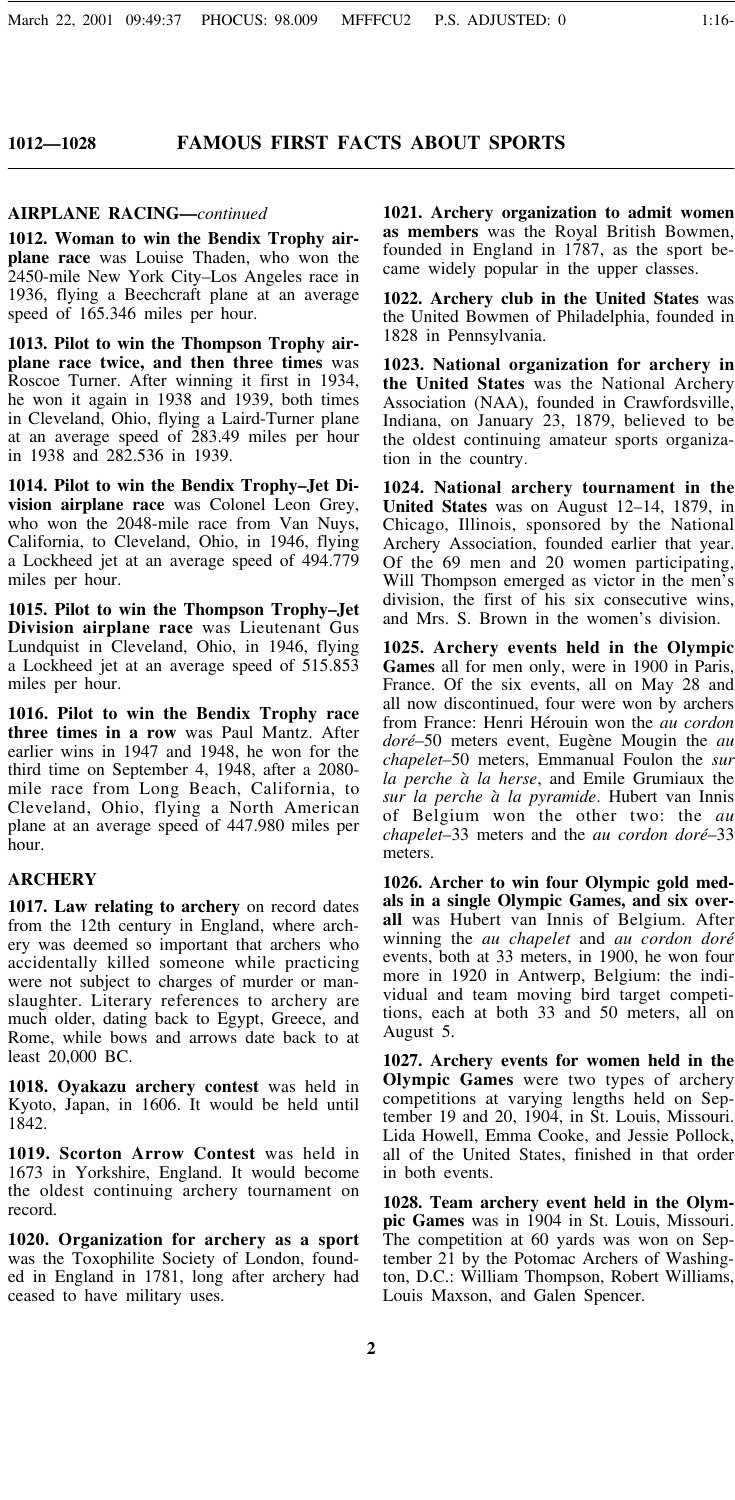## AIRPLANE RACING—*continued*

**1012. Woman to win the Bendix Trophy airplane race** was Louise Thaden, who won the 2450-mile New York City–Los Angeles race in 1936, flying a Beechcraft plane at an average speed of 165.346 miles per hour.

**1013. Pilot to win the Thompson Trophy airplane race twice, and then three times** was Roscoe Turner. After winning it first in 1934, he won it again in 1938 and 1939, both times in Cleveland, Ohio, flying a Laird-Turner plane at an average speed of 283.49 miles per hour in 1938 and 282.536 in 1939.

**1014. Pilot to win the Bendix Trophy–Jet Division airplane race** was Colonel Leon Grey, who won the 2048-mile race from Van Nuys, California, to Cleveland, Ohio, in 1946, flying a Lockheed jet at an average speed of 494.779 miles per hour.

**1015. Pilot to win the Thompson Trophy–Jet Division airplane race** was Lieutenant Gus Lundquist in Cleveland, Ohio, in 1946, flying a Lockheed jet at an average speed of 515.853 miles per hour.

**1016. Pilot to win the Bendix Trophy race three times in a row** was Paul Mantz. After earlier wins in 1947 and 1948, he won for the third time on September 4, 1948, after a 2080-mile race from Long Beach, California, to Cleveland, Ohio, flying a North American plane at an average speed of 447.980 miles per hour.

## ARCHERY

**1017. Law relating to archery** on record dates from the 12th century in England, where archery was deemed so important that archers who accidentally killed someone while practicing were not subject to charges of murder or manslaughter. Literary references to archery are much older, dating back to Egypt, Greece, and Rome, while bows and arrows date back to at least 20,000 BC.

**1018. Oyakazu archery contest** was held in Kyoto, Japan, in 1606. It would be held until 1842.

**1019. Scorton Arrow Contest** was held in 1673 in Yorkshire, England. It would become the oldest continuing archery tournament on record.

**1020. Organization for archery as a sport** was the Toxophilite Society of London, founded in England in 1781, long after archery had ceased to have military uses.

**1021. Archery organization to admit women as members** was the Royal British Bowmen, founded in England in 1787, as the sport became widely popular in the upper classes.

**1022. Archery club in the United States** was the United Bowmen of Philadelphia, founded in 1828 in Pennsylvania.

**1023. National organization for archery in the United States** was the National Archery Association (NAA), founded in Crawfordsville, Indiana, on January 23, 1879, believed to be the oldest continuing amateur sports organization in the country.

**1024. National archery tournament in the United States** was on August 12–14, 1879, in Chicago, Illinois, sponsored by the National Archery Association, founded earlier that year. Of the 69 men and 20 women participating, Will Thompson emerged as victor in the men's division, the first of his six consecutive wins, and Mrs. S. Brown in the women's division.

**1025. Archery events held in the Olympic Games** all for men only, were in 1900 in Paris, France. Of the six events, all on May 28 and all now discontinued, four were won by archers from France: Henri Hérouin won the *au cordon doré*–50 meters event, Eugène Mougin the *au chapelet*–50 meters, Emmanual Foulon the *sur la perche à la herse*, and Emile Grumiaux the *sur la perche à la pyramide*. Hubert van Innis of Belgium won the other two: the *au chapelet*–33 meters and the *au cordon doré*–33 meters.

**1026. Archer to win four Olympic gold medals in a single Olympic Games, and six overall** was Hubert van Innis of Belgium. After winning the *au chapelet* and *au cordon doré* events, both at 33 meters, in 1900, he won four more in 1920 in Antwerp, Belgium: the individual and team moving bird target competitions, each at both 33 and 50 meters, all on August 5.

**1027. Archery events for women held in the Olympic Games** were two types of archery competitions at varying lengths held on September 19 and 20, 1904, in St. Louis, Missouri. Lida Howell, Emma Cooke, and Jessie Pollock, all of the United States, finished in that order in both events.

**1028. Team archery event held in the Olympic Games** was in 1904 in St. Louis, Missouri. The competition at 60 yards was won on September 21 by the Potomac Archers of Washington, D.C.: William Thompson, Robert Williams, Louis Maxson, and Galen Spencer.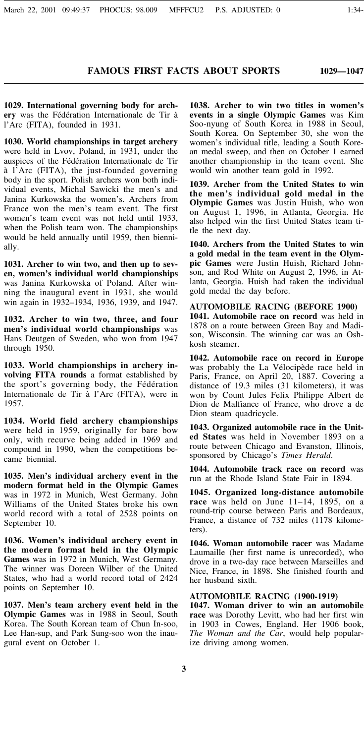**1029. International governing body for archery** was the Fédération Internationale de Tir à l'Arc (FITA), founded in 1931.

**1030. World championships in target archery** were held in Lvov, Poland, in 1931, under the auspices of the Fédération Internationale de Tir à l'Arc (FITA), the just-founded governing body in the sport. Polish archers won both individual events, Michal Sawicki the men's and Janina Kurkowska the women's. Archers from France won the men's team event. The first women's team event was not held until 1933, when the Polish team won. The championships would be held annually until 1959, then biennially.

**1031. Archer to win two, and then up to seven, women's individual world championships** was Janina Kurkowska of Poland. After winning the inaugural event in 1931, she would win again in 1932–1934, 1936, 1939, and 1947.

**1032. Archer to win two, three, and four men's individual world championships** was Hans Deutgen of Sweden, who won from 1947 through 1950.

**1033. World championships in archery involving FITA rounds** a format established by the sport's governing body, the Fédération Internationale de Tir à l'Arc (FITA), were in 1957.

**1034. World field archery championships** were held in 1959, originally for bare bow only, with recurve being added in 1969 and compound in 1990, when the competitions became biennial.

**1035. Men's individual archery event in the modern format held in the Olympic Games** was in 1972 in Munich, West Germany. John Williams of the United States broke his own world record with a total of 2528 points on September 10.

**1036. Women's individual archery event in the modern format held in the Olympic Games** was in 1972 in Munich, West Germany. The winner was Doreen Wilber of the United States, who had a world record total of 2424 points on September 10.

**1037. Men's team archery event held in the Olympic Games** was in 1988 in Seoul, South Korea. The South Korean team of Chun In-soo, Lee Han-sup, and Park Sung-soo won the inaugural event on October 1.

**1038. Archer to win two titles in women's events in a single Olympic Games** was Kim Soo-nyung of South Korea in 1988 in Seoul, South Korea. On September 30, she won the women's individual title, leading a South Korean medal sweep, and then on October 1 earned another championship in the team event. She would win another team gold in 1992.

**1039. Archer from the United States to win the men's individual gold medal in the Olympic Games** was Justin Huish, who won on August 1, 1996, in Atlanta, Georgia. He also helped win the first United States team title the next day.

**1040. Archers from the United States to win a gold medal in the team event in the Olympic Games** were Justin Huish, Richard Johnson, and Rod White on August 2, 1996, in Atlanta, Georgia. Huish had taken the individual gold medal the day before.

## AUTOMOBILE RACING (BEFORE 1900)

**1041. Automobile race on record** was held in 1878 on a route between Green Bay and Madison, Wisconsin. The winning car was an Oshkosh steamer.

**1042. Automobile race on record in Europe** was probably the La Vélocipède race held in Paris, France, on April 20, 1887. Covering a distance of 19.3 miles (31 kilometers), it was won by Count Jules Felix Philippe Albert de Dion de Malfiance of France, who drove a de Dion steam quadricycle.

**1043. Organized automobile race in the United States** was held in November 1893 on a route between Chicago and Evanston, Illinois, sponsored by Chicago's *Times Herald*.

**1044. Automobile track race on record** was run at the Rhode Island State Fair in 1894.

**1045. Organized long-distance automobile race** was held on June 11–14, 1895, on a round-trip course between Paris and Bordeaux, France, a distance of 732 miles (1178 kilometers).

**1046. Woman automobile racer** was Madame Laumaille (her first name is unrecorded), who drove in a two-day race between Marseilles and Nice, France, in 1898. She finished fourth and her husband sixth.

## AUTOMOBILE RACING (1900-1919)

**1047. Woman driver to win an automobile race** was Dorothy Levitt, who had her first win in 1903 in Cowes, England. Her 1906 book, *The Woman and the Car*, would help popularize driving among women.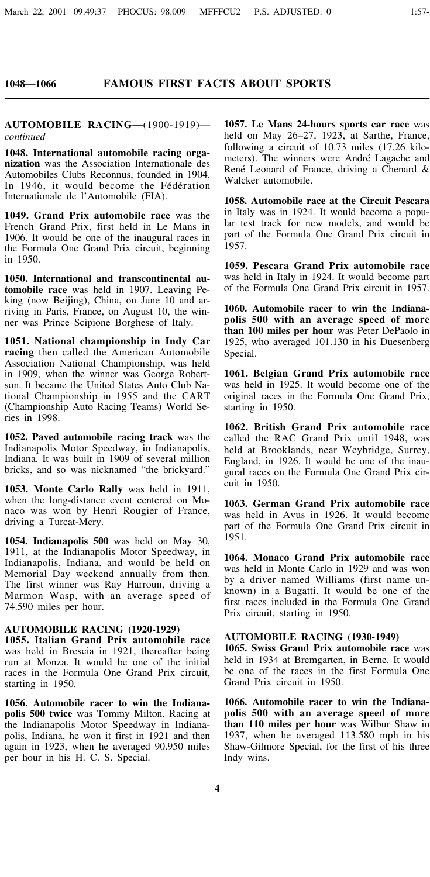## AUTOMOBILE RACING—(1900-1919)—*continued*

**1048. International automobile racing organization** was the Association Internationale des Automobiles Clubs Reconnus, founded in 1904. In 1946, it would become the Fédération Internationale de l'Automobile (FIA).

**1049. Grand Prix automobile race** was the French Grand Prix, first held in Le Mans in 1906. It would be one of the inaugural races in the Formula One Grand Prix circuit, beginning in 1950.

**1050. International and transcontinental automobile race** was held in 1907. Leaving Peking (now Beijing), China, on June 10 and arriving in Paris, France, on August 10, the winner was Prince Scipione Borghese of Italy.

**1051. National championship in Indy Car racing** then called the American Automobile Association National Championship, was held in 1909, when the winner was George Robertson. It became the United States Auto Club National Championship in 1955 and the CART (Championship Auto Racing Teams) World Series in 1998.

**1052. Paved automobile racing track** was the Indianapolis Motor Speedway, in Indianapolis, Indiana. It was built in 1909 of several million bricks, and so was nicknamed "the brickyard."

**1053. Monte Carlo Rally** was held in 1911, when the long-distance event centered on Monaco was won by Henri Rougier of France, driving a Turcat-Mery.

**1054. Indianapolis 500** was held on May 30, 1911, at the Indianapolis Motor Speedway, in Indianapolis, Indiana, and would be held on Memorial Day weekend annually from then. The first winner was Ray Harroun, driving a Marmon Wasp, with an average speed of 74.590 miles per hour.

## AUTOMOBILE RACING (1920-1929)

**1055. Italian Grand Prix automobile race** was held in Brescia in 1921, thereafter being run at Monza. It would be one of the initial races in the Formula One Grand Prix circuit, starting in 1950.

**1056. Automobile racer to win the Indianapolis 500 twice** was Tommy Milton. Racing at the Indianapolis Motor Speedway in Indianapolis, Indiana, he won it first in 1921 and then again in 1923, when he averaged 90.950 miles per hour in his H. C. S. Special.

**1057. Le Mans 24-hours sports car race** was held on May 26–27, 1923, at Sarthe, France, following a circuit of 10.73 miles (17.26 kilometers). The winners were André Lagache and René Leonard of France, driving a Chenard & Walcker automobile.

**1058. Automobile race at the Circuit Pescara** in Italy was in 1924. It would become a popular test track for new models, and would be part of the Formula One Grand Prix circuit in 1957.

**1059. Pescara Grand Prix automobile race** was held in Italy in 1924. It would become part of the Formula One Grand Prix circuit in 1957.

**1060. Automobile racer to win the Indianapolis 500 with an average speed of more than 100 miles per hour** was Peter DePaolo in 1925, who averaged 101.130 in his Duesenberg Special.

**1061. Belgian Grand Prix automobile race** was held in 1925. It would become one of the original races in the Formula One Grand Prix, starting in 1950.

**1062. British Grand Prix automobile race** called the RAC Grand Prix until 1948, was held at Brooklands, near Weybridge, Surrey, England, in 1926. It would be one of the inaugural races on the Formula One Grand Prix circuit in 1950.

**1063. German Grand Prix automobile race** was held in Avus in 1926. It would become part of the Formula One Grand Prix circuit in 1951.

**1064. Monaco Grand Prix automobile race** was held in Monte Carlo in 1929 and was won by a driver named Williams (first name unknown) in a Bugatti. It would be one of the first races included in the Formula One Grand Prix circuit, starting in 1950.

## AUTOMOBILE RACING (1930-1949)

**1065. Swiss Grand Prix automobile race** was held in 1934 at Bremgarten, in Berne. It would be one of the races in the first Formula One Grand Prix circuit in 1950.

**1066. Automobile racer to win the Indianapolis 500 with an average speed of more than 110 miles per hour** was Wilbur Shaw in 1937, when he averaged 113.580 mph in his Shaw-Gilmore Special, for the first of his three Indy wins.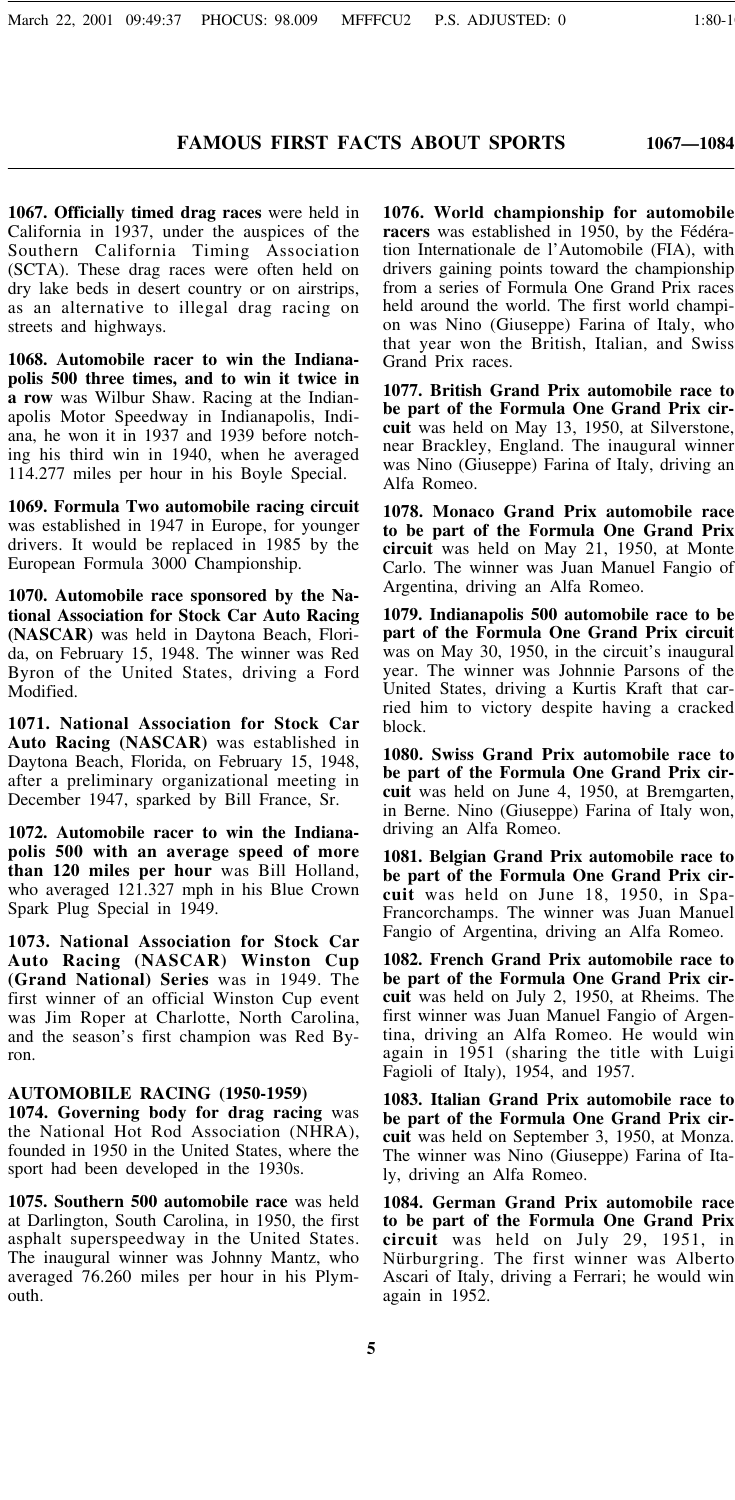**1067. Officially timed drag races** were held in California in 1937, under the auspices of the Southern California Timing Association (SCTA). These drag races were often held on dry lake beds in desert country or on airstrips, as an alternative to illegal drag racing on streets and highways.

**1068. Automobile racer to win the Indianapolis 500 three times, and to win it twice in a row** was Wilbur Shaw. Racing at the Indianapolis Motor Speedway in Indianapolis, Indiana, he won it in 1937 and 1939 before notching his third win in 1940, when he averaged 114.277 miles per hour in his Boyle Special.

**1069. Formula Two automobile racing circuit** was established in 1947 in Europe, for younger drivers. It would be replaced in 1985 by the European Formula 3000 Championship.

**1070. Automobile race sponsored by the National Association for Stock Car Auto Racing (NASCAR)** was held in Daytona Beach, Florida, on February 15, 1948. The winner was Red Byron of the United States, driving a Ford Modified.

**1071. National Association for Stock Car Auto Racing (NASCAR)** was established in Daytona Beach, Florida, on February 15, 1948, after a preliminary organizational meeting in December 1947, sparked by Bill France, Sr.

**1072. Automobile racer to win the Indianapolis 500 with an average speed of more than 120 miles per hour** was Bill Holland, who averaged 121.327 mph in his Blue Crown Spark Plug Special in 1949.

**1073. National Association for Stock Car Auto Racing (NASCAR) Winston Cup (Grand National) Series** was in 1949. The first winner of an official Winston Cup event was Jim Roper at Charlotte, North Carolina, and the season's first champion was Red Byron.

## AUTOMOBILE RACING (1950-1959)

**1074. Governing body for drag racing** was the National Hot Rod Association (NHRA), founded in 1950 in the United States, where the sport had been developed in the 1930s.

**1075. Southern 500 automobile race** was held at Darlington, South Carolina, in 1950, the first asphalt superspeedway in the United States. The inaugural winner was Johnny Mantz, who averaged 76.260 miles per hour in his Plymouth.

**1076. World championship for automobile racers** was established in 1950, by the Fédération Internationale de l'Automobile (FIA), with drivers gaining points toward the championship from a series of Formula One Grand Prix races held around the world. The first world champion was Nino (Giuseppe) Farina of Italy, who that year won the British, Italian, and Swiss Grand Prix races.

**1077. British Grand Prix automobile race to be part of the Formula One Grand Prix circuit** was held on May 13, 1950, at Silverstone, near Brackley, England. The inaugural winner was Nino (Giuseppe) Farina of Italy, driving an Alfa Romeo.

**1078. Monaco Grand Prix automobile race to be part of the Formula One Grand Prix circuit** was held on May 21, 1950, at Monte Carlo. The winner was Juan Manuel Fangio of Argentina, driving an Alfa Romeo.

**1079. Indianapolis 500 automobile race to be part of the Formula One Grand Prix circuit** was on May 30, 1950, in the circuit's inaugural year. The winner was Johnnie Parsons of the United States, driving a Kurtis Kraft that carried him to victory despite having a cracked block.

**1080. Swiss Grand Prix automobile race to be part of the Formula One Grand Prix circuit** was held on June 4, 1950, at Bremgarten, in Berne. Nino (Giuseppe) Farina of Italy won, driving an Alfa Romeo.

**1081. Belgian Grand Prix automobile race to be part of the Formula One Grand Prix circuit** was held on June 18, 1950, in Spa-Francorchamps. The winner was Juan Manuel Fangio of Argentina, driving an Alfa Romeo.

**1082. French Grand Prix automobile race to be part of the Formula One Grand Prix circuit** was held on July 2, 1950, at Rheims. The first winner was Juan Manuel Fangio of Argentina, driving an Alfa Romeo. He would win again in 1951 (sharing the title with Luigi Fagioli of Italy), 1954, and 1957.

**1083. Italian Grand Prix automobile race to be part of the Formula One Grand Prix circuit** was held on September 3, 1950, at Monza. The winner was Nino (Giuseppe) Farina of Italy, driving an Alfa Romeo.

**1084. German Grand Prix automobile race to be part of the Formula One Grand Prix circuit** was held on July 29, 1951, in Nürburgring. The first winner was Alberto Ascari of Italy, driving a Ferrari; he would win again in 1952.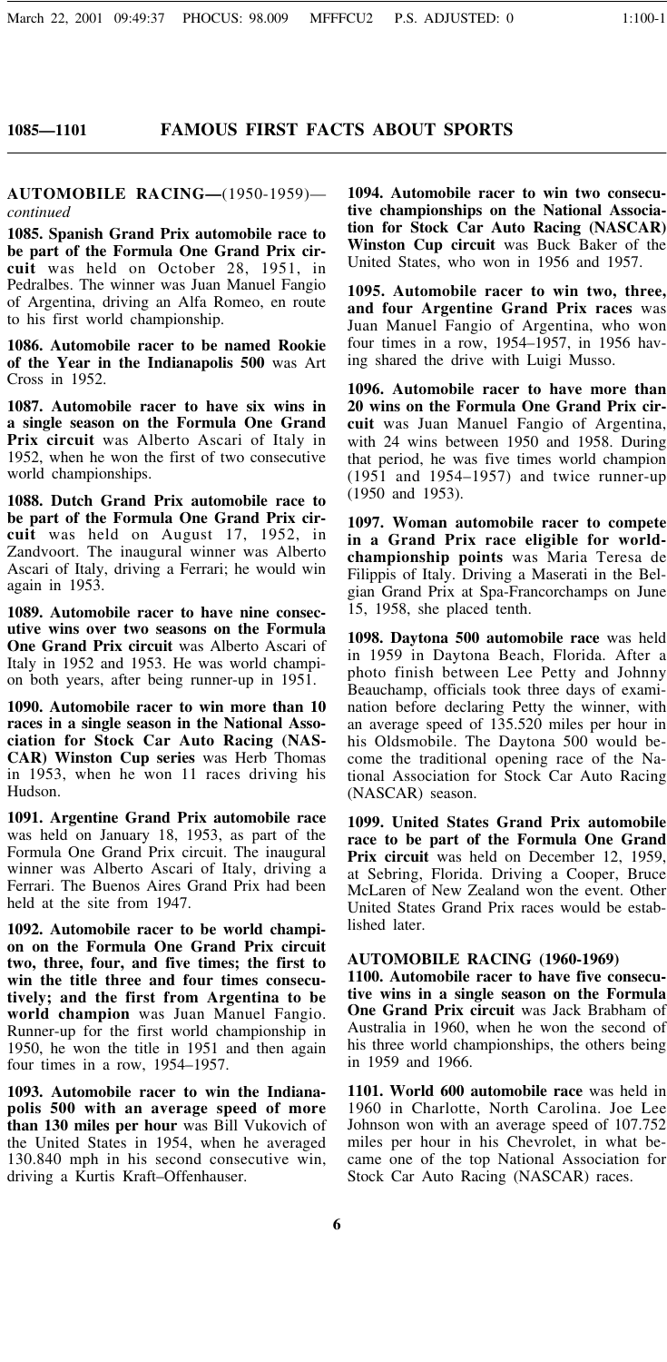## AUTOMOBILE RACING—(1950-1959)—*continued*

**1085. Spanish Grand Prix automobile race to be part of the Formula One Grand Prix circuit** was held on October 28, 1951, in Pedralbes. The winner was Juan Manuel Fangio of Argentina, driving an Alfa Romeo, en route to his first world championship.

**1086. Automobile racer to be named Rookie of the Year in the Indianapolis 500** was Art Cross in 1952.

**1087. Automobile racer to have six wins in a single season on the Formula One Grand Prix circuit** was Alberto Ascari of Italy in 1952, when he won the first of two consecutive world championships.

**1088. Dutch Grand Prix automobile race to be part of the Formula One Grand Prix circuit** was held on August 17, 1952, in Zandvoort. The inaugural winner was Alberto Ascari of Italy, driving a Ferrari; he would win again in 1953.

**1089. Automobile racer to have nine consecutive wins over two seasons on the Formula One Grand Prix circuit** was Alberto Ascari of Italy in 1952 and 1953. He was world champion both years, after being runner-up in 1951.

**1090. Automobile racer to win more than 10 races in a single season in the National Association for Stock Car Auto Racing (NASCAR) Winston Cup series** was Herb Thomas in 1953, when he won 11 races driving his Hudson.

**1091. Argentine Grand Prix automobile race** was held on January 18, 1953, as part of the Formula One Grand Prix circuit. The inaugural winner was Alberto Ascari of Italy, driving a Ferrari. The Buenos Aires Grand Prix had been held at the site from 1947.

**1092. Automobile racer to be world champion on the Formula One Grand Prix circuit two, three, four, and five times; the first to win the title three and four times consecutively; and the first from Argentina to be world champion** was Juan Manuel Fangio. Runner-up for the first world championship in 1950, he won the title in 1951 and then again four times in a row, 1954–1957.

**1093. Automobile racer to win the Indianapolis 500 with an average speed of more than 130 miles per hour** was Bill Vukovich of the United States in 1954, when he averaged 130.840 mph in his second consecutive win, driving a Kurtis Kraft–Offenhauser.

**1094. Automobile racer to win two consecutive championships on the National Association for Stock Car Auto Racing (NASCAR) Winston Cup circuit** was Buck Baker of the United States, who won in 1956 and 1957.

**1095. Automobile racer to win two, three, and four Argentine Grand Prix races** was Juan Manuel Fangio of Argentina, who won four times in a row, 1954–1957, in 1956 having shared the drive with Luigi Musso.

**1096. Automobile racer to have more than 20 wins on the Formula One Grand Prix circuit** was Juan Manuel Fangio of Argentina, with 24 wins between 1950 and 1958. During that period, he was five times world champion (1951 and 1954–1957) and twice runner-up (1950 and 1953).

**1097. Woman automobile racer to compete in a Grand Prix race eligible for world-championship points** was Maria Teresa de Filippis of Italy. Driving a Maserati in the Belgian Grand Prix at Spa-Francorchamps on June 15, 1958, she placed tenth.

**1098. Daytona 500 automobile race** was held in 1959 in Daytona Beach, Florida. After a photo finish between Lee Petty and Johnny Beauchamp, officials took three days of examination before declaring Petty the winner, with an average speed of 135.520 miles per hour in his Oldsmobile. The Daytona 500 would become the traditional opening race of the National Association for Stock Car Auto Racing (NASCAR) season.

**1099. United States Grand Prix automobile race to be part of the Formula One Grand Prix circuit** was held on December 12, 1959, at Sebring, Florida. Driving a Cooper, Bruce McLaren of New Zealand won the event. Other United States Grand Prix races would be established later.

## AUTOMOBILE RACING (1960-1969)

**1100. Automobile racer to have five consecutive wins in a single season on the Formula One Grand Prix circuit** was Jack Brabham of Australia in 1960, when he won the second of his three world championships, the others being in 1959 and 1966.

**1101. World 600 automobile race** was held in 1960 in Charlotte, North Carolina. Joe Lee Johnson won with an average speed of 107.752 miles per hour in his Chevrolet, in what became one of the top National Association for Stock Car Auto Racing (NASCAR) races.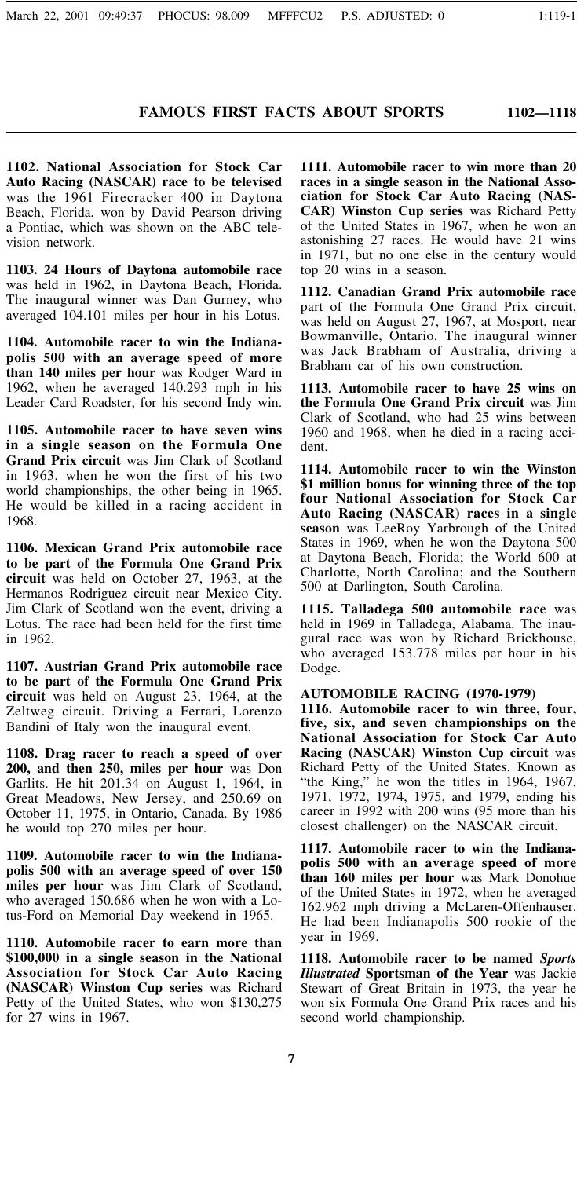**1102. National Association for Stock Car Auto Racing (NASCAR) race to be televised** was the 1961 Firecracker 400 in Daytona Beach, Florida, won by David Pearson driving a Pontiac, which was shown on the ABC television network.

**1103. 24 Hours of Daytona automobile race** was held in 1962, in Daytona Beach, Florida. The inaugural winner was Dan Gurney, who averaged 104.101 miles per hour in his Lotus.

**1104. Automobile racer to win the Indianapolis 500 with an average speed of more than 140 miles per hour** was Rodger Ward in 1962, when he averaged 140.293 mph in his Leader Card Roadster, for his second Indy win.

**1105. Automobile racer to have seven wins in a single season on the Formula One Grand Prix circuit** was Jim Clark of Scotland in 1963, when he won the first of his two world championships, the other being in 1965. He would be killed in a racing accident in 1968.

**1106. Mexican Grand Prix automobile race to be part of the Formula One Grand Prix circuit** was held on October 27, 1963, at the Hermanos Rodriguez circuit near Mexico City. Jim Clark of Scotland won the event, driving a Lotus. The race had been held for the first time in 1962.

**1107. Austrian Grand Prix automobile race to be part of the Formula One Grand Prix circuit** was held on August 23, 1964, at the Zeltweg circuit. Driving a Ferrari, Lorenzo Bandini of Italy won the inaugural event.

**1108. Drag racer to reach a speed of over 200, and then 250, miles per hour** was Don Garlits. He hit 201.34 on August 1, 1964, in Great Meadows, New Jersey, and 250.69 on October 11, 1975, in Ontario, Canada. By 1986 he would top 270 miles per hour.

**1109. Automobile racer to win the Indianapolis 500 with an average speed of over 150 miles per hour** was Jim Clark of Scotland, who averaged 150.686 when he won with a Lotus-Ford on Memorial Day weekend in 1965.

**1110. Automobile racer to earn more than $100,000 in a single season in the National Association for Stock Car Auto Racing (NASCAR) Winston Cup series** was Richard Petty of the United States, who won $130,275 for 27 wins in 1967.

**1111. Automobile racer to win more than 20 races in a single season in the National Association for Stock Car Auto Racing (NASCAR) Winston Cup series** was Richard Petty of the United States in 1967, when he won an astonishing 27 races. He would have 21 wins in 1971, but no one else in the century would top 20 wins in a season.

**1112. Canadian Grand Prix automobile race** part of the Formula One Grand Prix circuit, was held on August 27, 1967, at Mosport, near Bowmanville, Ontario. The inaugural winner was Jack Brabham of Australia, driving a Brabham car of his own construction.

**1113. Automobile racer to have 25 wins on the Formula One Grand Prix circuit** was Jim Clark of Scotland, who had 25 wins between 1960 and 1968, when he died in a racing accident.

**1114. Automobile racer to win the Winston $1 million bonus for winning three of the top four National Association for Stock Car Auto Racing races in a single season** was LeeRoy Yarbrough of the United States in 1969, when he won the Daytona 500 at Daytona Beach, Florida; the World 600 at Charlotte, North Carolina; and the Southern 500 at Darlington, South Carolina.

**1115. Talladega 500 automobile race** was held in 1969 in Talladega, Alabama. The inaugural race was won by Richard Brickhouse, who averaged 153.778 miles per hour in his Dodge.

## AUTOMOBILE RACING (1970-1979)

**1116. Automobile racer to win three, four, five, six, and seven championships on the National Association for Stock Car Auto Racing (NASCAR) Winston Cup circuit** was Richard Petty of the United States. Known as "the King," he won the titles in 1964, 1967, 1971, 1972, 1974, 1975, and 1979, ending his career in 1992 with 200 wins (95 more than his closest challenger) on the NASCAR circuit.

**1117. Automobile racer to win the Indianapolis 500 with an average speed of more than 160 miles per hour** was Mark Donohue of the United States in 1972, when he averaged 162.962 mph driving a McLaren-Offenhauser. He had been Indianapolis 500 rookie of the year in 1969.

**1118. Automobile racer to be named *Sports Illustrated* Sportsman of the Year** was Jackie Stewart of Great Britain in 1973, the year he won six Formula One Grand Prix races and his second world championship.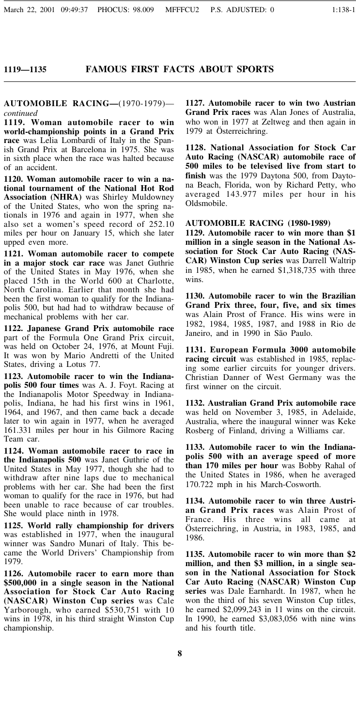## AUTOMOBILE RACING—(1970-1979)—*continued*

**1119. Woman automobile racer to win world-championship points in a Grand Prix race** was Lelia Lombardi of Italy in the Spanish Grand Prix at Barcelona in 1975. She was in sixth place when the race was halted because of an accident.

**1120. Woman automobile racer to win a national tournament of the National Hot Rod Association (NHRA)** was Shirley Muldowney of the United States, who won the spring nationals in 1976 and again in 1977, when she also set a women's speed record of 252.10 miles per hour on January 15, which she later upped even more.

**1121. Woman automobile racer to compete in a major stock car race** was Janet Guthrie of the United States in May 1976, when she placed 15th in the World 600 at Charlotte, North Carolina. Earlier that month she had been the first woman to qualify for the Indianapolis 500, but had had to withdraw because of mechanical problems with her car.

**1122. Japanese Grand Prix automobile race** part of the Formula One Grand Prix circuit, was held on October 24, 1976, at Mount Fuji. It was won by Mario Andretti of the United States, driving a Lotus 77.

**1123. Automobile racer to win the Indianapolis 500 four times** was A. J. Foyt. Racing at the Indianapolis Motor Speedway in Indianapolis, Indiana, he had his first wins in 1961, 1964, and 1967, and then came back a decade later to win again in 1977, when he averaged 161.331 miles per hour in his Gilmore Racing Team car.

**1124. Woman automobile racer to race in the Indianapolis 500** was Janet Guthrie of the United States in May 1977, though she had to withdraw after nine laps due to mechanical problems with her car. She had been the first woman to qualify for the race in 1976, but had been unable to race because of car troubles. She would place ninth in 1978.

**1125. World rally championship for drivers** was established in 1977, when the inaugural winner was Sandro Munari of Italy. This became the World Drivers' Championship from 1979.

**1126. Automobile racer to earn more than $500,000 in a single season in the National Association for Stock Car Auto Racing (NASCAR) Winston Cup series** was Cale Yarborough, who earned $530,751 with 10 wins in 1978, in his third straight Winston Cup championship.

**1127. Automobile racer to win two Austrian Grand Prix races** was Alan Jones of Australia, who won in 1977 at Zeltweg and then again in 1979 at Österreichring.

**1128. National Association for Stock Car Auto Racing (NASCAR) automobile race of 500 miles to be televised live from start to finish** was the 1979 Daytona 500, from Daytona Beach, Florida, won by Richard Petty, who averaged 143.977 miles per hour in his Oldsmobile.

## AUTOMOBILE RACING (1980-1989)

**1129. Automobile racer to win more than $1 million in a single season in the National Association for Stock Car Auto Racing (NASCAR) Winston Cup series** was Darrell Waltrip in 1985, when he earned $1,318,735 with three wins.

**1130. Automobile racer to win the Brazilian Grand Prix three, four, five, and six times** was Alain Prost of France. His wins were in 1982, 1984, 1985, 1987, and 1988 in Rio de Janeiro, and in 1990 in São Paulo.

**1131. European Formula 3000 automobile racing circuit** was established in 1985, replacing some earlier circuits for younger drivers. Christian Danner of West Germany was the first winner on the circuit.

**1132. Australian Grand Prix automobile race** was held on November 3, 1985, in Adelaide, Australia, where the inaugural winner was Keke Rosberg of Finland, driving a Williams car.

**1133. Automobile racer to win the Indianapolis 500 with an average speed of more than 170 miles per hour** was Bobby Rahal of the United States in 1986, when he averaged 170.722 mph in his March-Cosworth.

**1134. Automobile racer to win three Austrian Grand Prix races** was Alain Prost of France. His three wins all came at Österreichring, in Austria, in 1983, 1985, and 1986.

**1135. Automobile racer to win more than $2 million, and then $3 million, in a single season in the National Association for Stock Car Auto Racing (NASCAR) Winston Cup series** was Dale Earnhardt. In 1987, when he won the third of his seven Winston Cup titles, he earned $2,099,243 in 11 wins on the circuit. In 1990, he earned $3,083,056 with nine wins and his fourth title.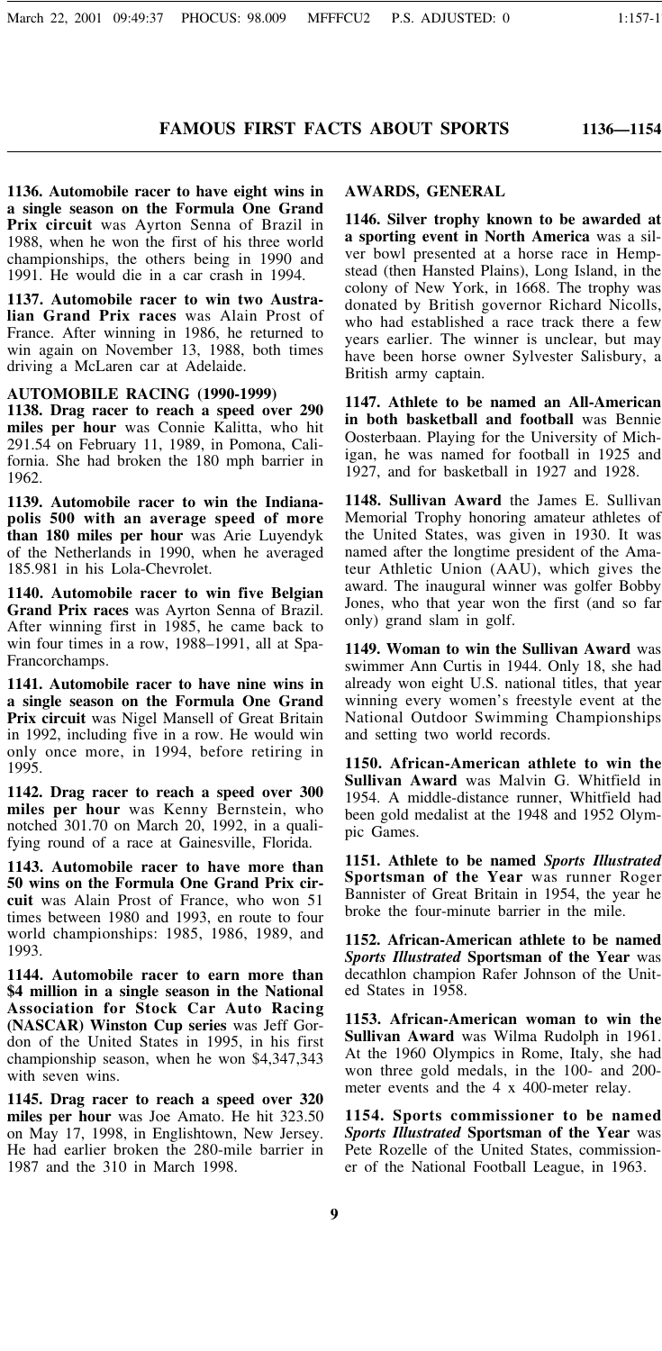**1136. Automobile racer to have eight wins in a single season on the Formula One Grand Prix circuit** was Ayrton Senna of Brazil in 1988, when he won the first of his three world championships, the others being in 1990 and 1991. He would die in a car crash in 1994.

**1137. Automobile racer to win two Australian Grand Prix races** was Alain Prost of France. After winning in 1986, he returned to win again on November 13, 1988, both times driving a McLaren car at Adelaide.

## AUTOMOBILE RACING (1990-1999)

**1138. Drag racer to reach a speed over 290 miles per hour** was Connie Kalitta, who hit 291.54 on February 11, 1989, in Pomona, California. She had broken the 180 mph barrier in 1962.

**1139. Automobile racer to win the Indianapolis 500 with an average speed of more than 180 miles per hour** was Arie Luyendyk of the Netherlands in 1990, when he averaged 185.981 in his Lola-Chevrolet.

**1140. Automobile racer to win five Belgian Grand Prix races** was Ayrton Senna of Brazil. After winning first in 1985, he came back to win four times in a row, 1988–1991, all at Spa-Francorchamps.

**1141. Automobile racer to have nine wins in a single season on the Formula One Grand Prix circuit** was Nigel Mansell of Great Britain in 1992, including five in a row. He would win only once more, in 1994, before retiring in 1995.

**1142. Drag racer to reach a speed over 300 miles per hour** was Kenny Bernstein, who notched 301.70 on March 20, 1992, in a qualifying round of a race at Gainesville, Florida.

**1143. Automobile racer to have more than 50 wins on the Formula One Grand Prix circuit** was Alain Prost of France, who won 51 times between 1980 and 1993, en route to four world championships: 1985, 1986, 1989, and 1993.

**1144. Automobile racer to earn more than $4 million in a single season in the National Association for Stock Car Auto Racing (NASCAR) Winston Cup series** was Jeff Gordon of the United States in 1995, in his first championship season, when he won $4,347,343 with seven wins.

**1145. Drag racer to reach a speed over 320 miles per hour** was Joe Amato. He hit 323.50 on May 17, 1998, in Englishtown, New Jersey. He had earlier broken the 280-mile barrier in 1987 and the 310 in March 1998.

## AWARDS, GENERAL

**1146. Silver trophy known to be awarded at a sporting event in North America** was a silver bowl presented at a horse race in Hempstead (then Hansted Plains), Long Island, in the colony of New York, in 1668. The trophy was donated by British governor Richard Nicolls, who had established a race track there a few years earlier. The winner is unclear, but may have been horse owner Sylvester Salisbury, a British army captain.

**1147. Athlete to be named an All-American in both basketball and football** was Bennie Oosterbaan. Playing for the University of Michigan, he was named for football in 1925 and 1927, and for basketball in 1927 and 1928.

**1148. Sullivan Award** the James E. Sullivan Memorial Trophy honoring amateur athletes of the United States, was given in 1930. It was named after the longtime president of the Amateur Athletic Union (AAU), which gives the award. The inaugural winner was golfer Bobby Jones, who that year won the first (and so far only) grand slam in golf.

**1149. Woman to win the Sullivan Award** was swimmer Ann Curtis in 1944. Only 18, she had already won eight U.S. national titles, that year winning every women's freestyle event at the National Outdoor Swimming Championships and setting two world records.

**1150. African-American athlete to win the Sullivan Award** was Malvin G. Whitfield in 1954. A middle-distance runner, Whitfield had been gold medalist at the 1948 and 1952 Olympic Games.

**1151. Athlete to be named *Sports Illustrated* Sportsman of the Year** was runner Roger Bannister of Great Britain in 1954, the year he broke the four-minute barrier in the mile.

**1152. African-American athlete to be named *Sports Illustrated* Sportsman of the Year** was decathlon champion Rafer Johnson of the United States in 1958.

**1153. African-American woman to win the Sullivan Award** was Wilma Rudolph in 1961. At the 1960 Olympics in Rome, Italy, she had won three gold medals, in the 100- and 200-meter events and the 4 x 400-meter relay.

**1154. Sports commissioner to be named *Sports Illustrated* Sportsman of the Year** was Pete Rozelle of the United States, commissioner of the National Football League, in 1963.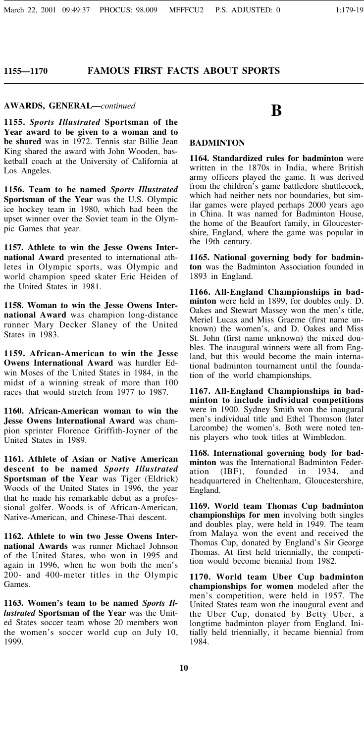## AWARDS, GENERAL—*continued*

**1155. *Sports Illustrated* Sportsman of the Year award to be given to a woman and to be shared** was in 1972. Tennis star Billie Jean King shared the award with John Wooden, basketball coach at the University of California at Los Angeles.

**1156. Team to be named *Sports Illustrated* Sportsman of the Year** was the U.S. Olympic ice hockey team in 1980, which had been the upset winner over the Soviet team in the Olympic Games that year.

**1157. Athlete to win the Jesse Owens International Award** presented to international athletes in Olympic sports, was Olympic and world champion speed skater Eric Heiden of the United States in 1981.

**1158. Woman to win the Jesse Owens International Award** was champion long-distance runner Mary Decker Slaney of the United States in 1983.

**1159. African-American to win the Jesse Owens International Award** was hurdler Edwin Moses of the United States in 1984, in the midst of a winning streak of more than 100 races that would stretch from 1977 to 1987.

**1160. African-American woman to win the Jesse Owens International Award** was champion sprinter Florence Griffith-Joyner of the United States in 1989.

**1161. Athlete of Asian or Native American descent to be named *Sports Illustrated* Sportsman of the Year** was Tiger (Eldrick) Woods of the United States in 1996, the year that he made his remarkable debut as a professional golfer. Woods is of African-American, Native-American, and Chinese-Thai descent.

**1162. Athlete to win two Jesse Owens International Awards** was runner Michael Johnson of the United States, who won in 1995 and again in 1996, when he won both the men's 200- and 400-meter titles in the Olympic Games.

**1163. Women's team to be named *Sports Illustrated* Sportsman of the Year** was the United States soccer team whose 20 members won the women's soccer world cup on July 10, 1999.

# B

## BADMINTON

**1164. Standardized rules for badminton** were written in the 1870s in India, where British army officers played the game. It was derived from the children's game battledore shuttlecock, which had neither nets nor boundaries, but similar games were played perhaps 2000 years ago in China. It was named for Badminton House, the home of the Beaufort family, in Gloucestershire, England, where the game was popular in the 19th century.

**1165. National governing body for badminton** was the Badminton Association founded in 1893 in England.

**1166. All-England Championships in badminton** were held in 1899, for doubles only. D. Oakes and Stewart Massey won the men's title, Meriel Lucas and Miss Graeme (first name unknown) the women's, and D. Oakes and Miss St. John (first name unknown) the mixed doubles. The inaugural winners were all from England, but this would become the main international badminton tournament until the foundation of the world championships.

**1167. All-England Championships in badminton to include individual competitions** were in 1900. Sydney Smith won the inaugural men's individual title and Ethel Thomson (later Larcombe) the women's. Both were noted tennis players who took titles at Wimbledon.

**1168. International governing body for badminton** was the International Badminton Federation (IBF), founded in 1934, and headquartered in Cheltenham, Gloucestershire, England.

**1169. World team Thomas Cup badminton championships for men** involving both singles and doubles play, were held in 1949. The team from Malaya won the event and received the Thomas Cup, donated by England's Sir George Thomas. At first held triennially, the competition would become biennial from 1982.

**1170. World team Uber Cup badminton championships for women** modeled after the men's competition, were held in 1957. The United States team won the inaugural event and the Uber Cup, donated by Betty Uber, a longtime badminton player from England. Initially held triennially, it became biennial from 1984.